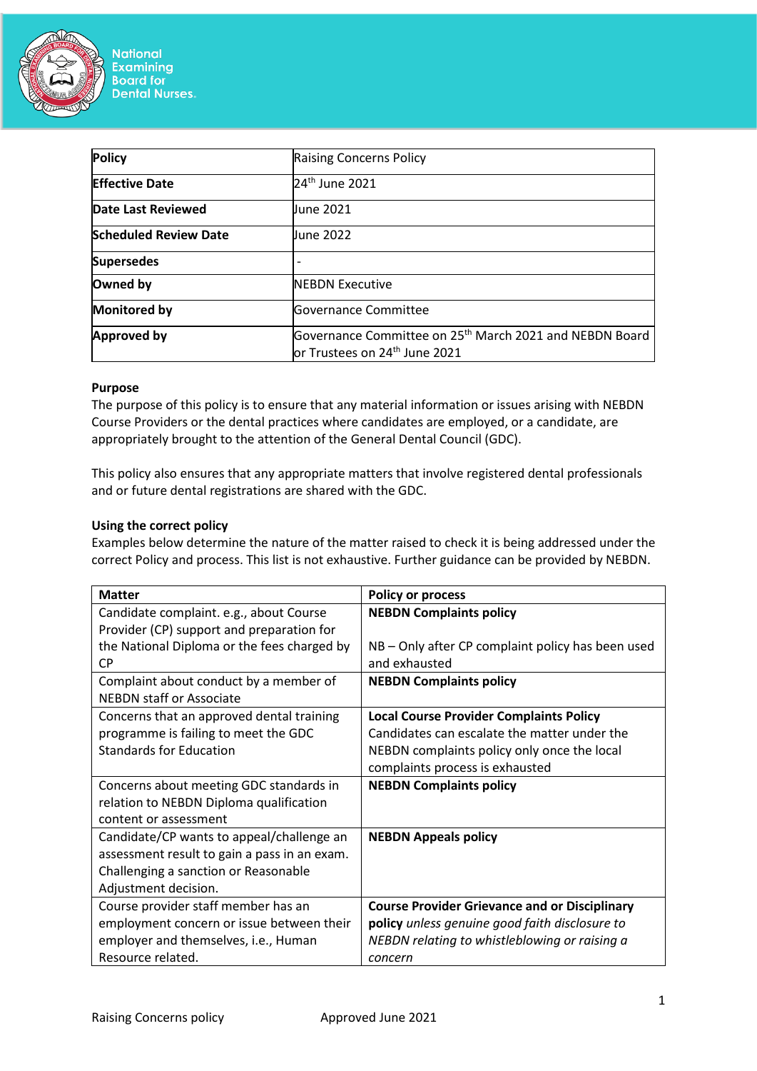National Examining Board for Dental Nurses.

| Policy | Raising Concerns Policy |
| --- | --- |
| **Effective Date** | 24th June 2021 |
| **Date Last Reviewed** | June 2021 |
| **Scheduled Review Date** | June 2022 |
| **Supersedes** | - |
| **Owned by** | NEBDN Executive |
| **Monitored by** | Governance Committee |
| **Approved by** | Governance Committee on 25th March 2021 and NEBDN Board or Trustees on 24th June 2021 |

**Purpose**

The purpose of this policy is to ensure that any material information or issues arising with NEBDN Course Providers or the dental practices where candidates are employed, or a candidate, are appropriately brought to the attention of the General Dental Council (GDC).

This policy also ensures that any appropriate matters that involve registered dental professionals and or future dental registrations are shared with the GDC.

**Using the correct policy**

Examples below determine the nature of the matter raised to check it is being addressed under the correct Policy and process. This list is not exhaustive. Further guidance can be provided by NEBDN.

| Matter | Policy or process |
| --- | --- |
| Candidate complaint. e.g., about Course Provider (CP) support and preparation for the National Diploma or the fees charged by CP | **NEBDN Complaints policy**<br><br>NB – Only after CP complaint policy has been used and exhausted |
| Complaint about conduct by a member of NEBDN staff or Associate | **NEBDN Complaints policy** |
| Concerns that an approved dental training programme is failing to meet the GDC Standards for Education | **Local Course Provider Complaints Policy** Candidates can escalate the matter under the NEBDN complaints policy only once the local complaints process is exhausted |
| Concerns about meeting GDC standards in relation to NEBDN Diploma qualification content or assessment | **NEBDN Complaints policy** |
| Candidate/CP wants to appeal/challenge an assessment result to gain a pass in an exam. Challenging a sanction or Reasonable Adjustment decision. | **NEBDN Appeals policy** |
| Course provider staff member has an employment concern or issue between their employer and themselves, i.e., Human Resource related. | **Course Provider Grievance and or Disciplinary policy** *unless genuine good faith disclosure to NEBDN relating to whistleblowing or raising a concern* |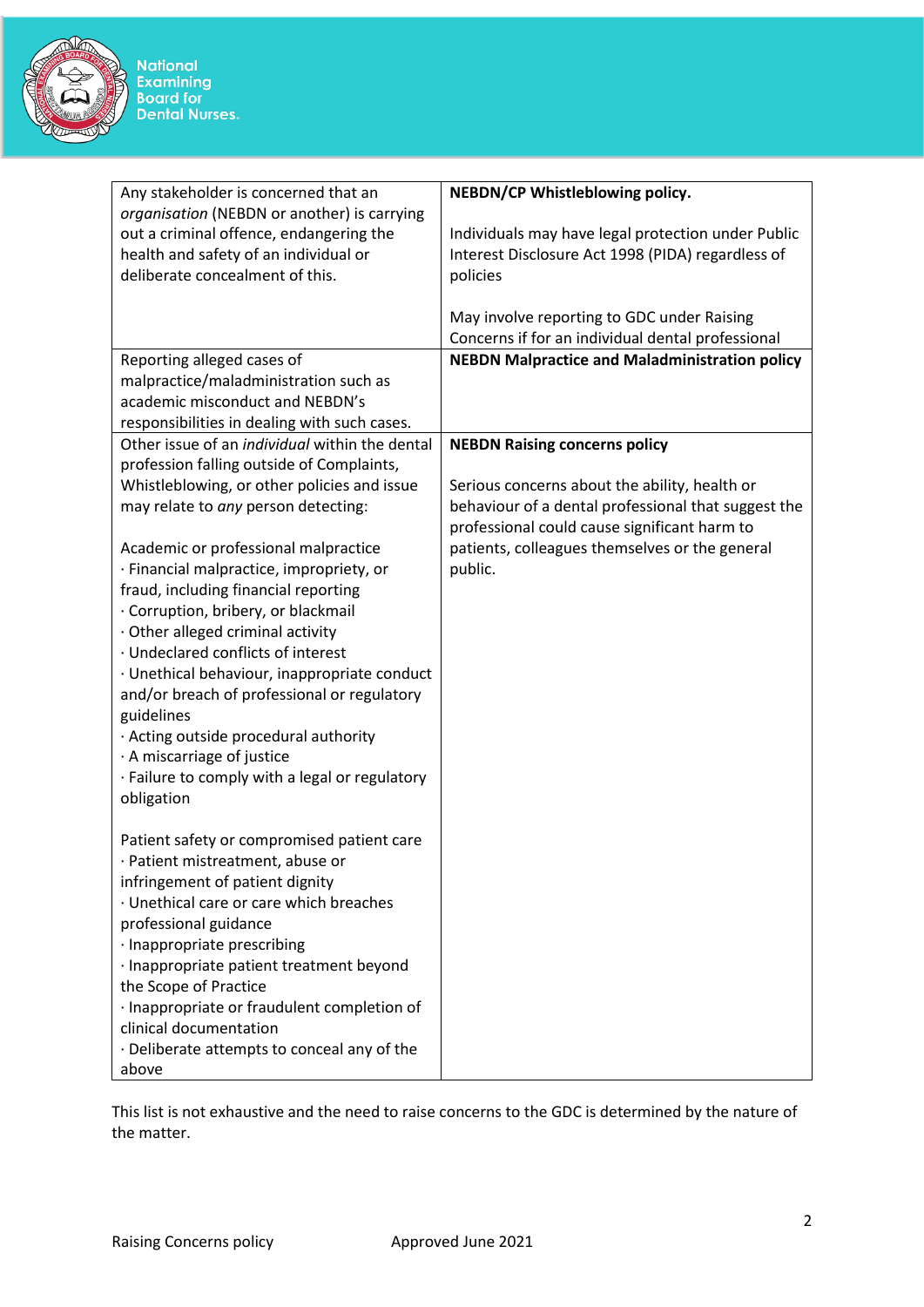| | |
|---|---|
| Any stakeholder is concerned that an *organisation* (NEBDN or another) is carrying out a criminal offence, endangering the health and safety of an individual or deliberate concealment of this. | **NEBDN/CP Whistleblowing policy.**<br><br>Individuals may have legal protection under Public Interest Disclosure Act 1998 (PIDA) regardless of policies<br><br>May involve reporting to GDC under Raising Concerns if for an individual dental professional |
| Reporting alleged cases of malpractice/maladministration such as academic misconduct and NEBDN's responsibilities in dealing with such cases. | **NEBDN Malpractice and Maladministration policy** |
| Other issue of an *individual* within the dental profession falling outside of Complaints, Whistleblowing, or other policies and issue may relate to *any* person detecting:<br><br>Academic or professional malpractice<br>· Financial malpractice, impropriety, or fraud, including financial reporting<br>· Corruption, bribery, or blackmail<br>· Other alleged criminal activity<br>· Undeclared conflicts of interest<br>· Unethical behaviour, inappropriate conduct and/or breach of professional or regulatory guidelines<br>· Acting outside procedural authority<br>· A miscarriage of justice<br>· Failure to comply with a legal or regulatory obligation<br><br>Patient safety or compromised patient care<br>· Patient mistreatment, abuse or infringement of patient dignity<br>· Unethical care or care which breaches professional guidance<br>· Inappropriate prescribing<br>· Inappropriate patient treatment beyond the Scope of Practice<br>· Inappropriate or fraudulent completion of clinical documentation<br>· Deliberate attempts to conceal any of the above | **NEBDN Raising concerns policy**<br><br>Serious concerns about the ability, health or behaviour of a dental professional that suggest the professional could cause significant harm to patients, colleagues themselves or the general public. |

This list is not exhaustive and the need to raise concerns to the GDC is determined by the nature of the matter.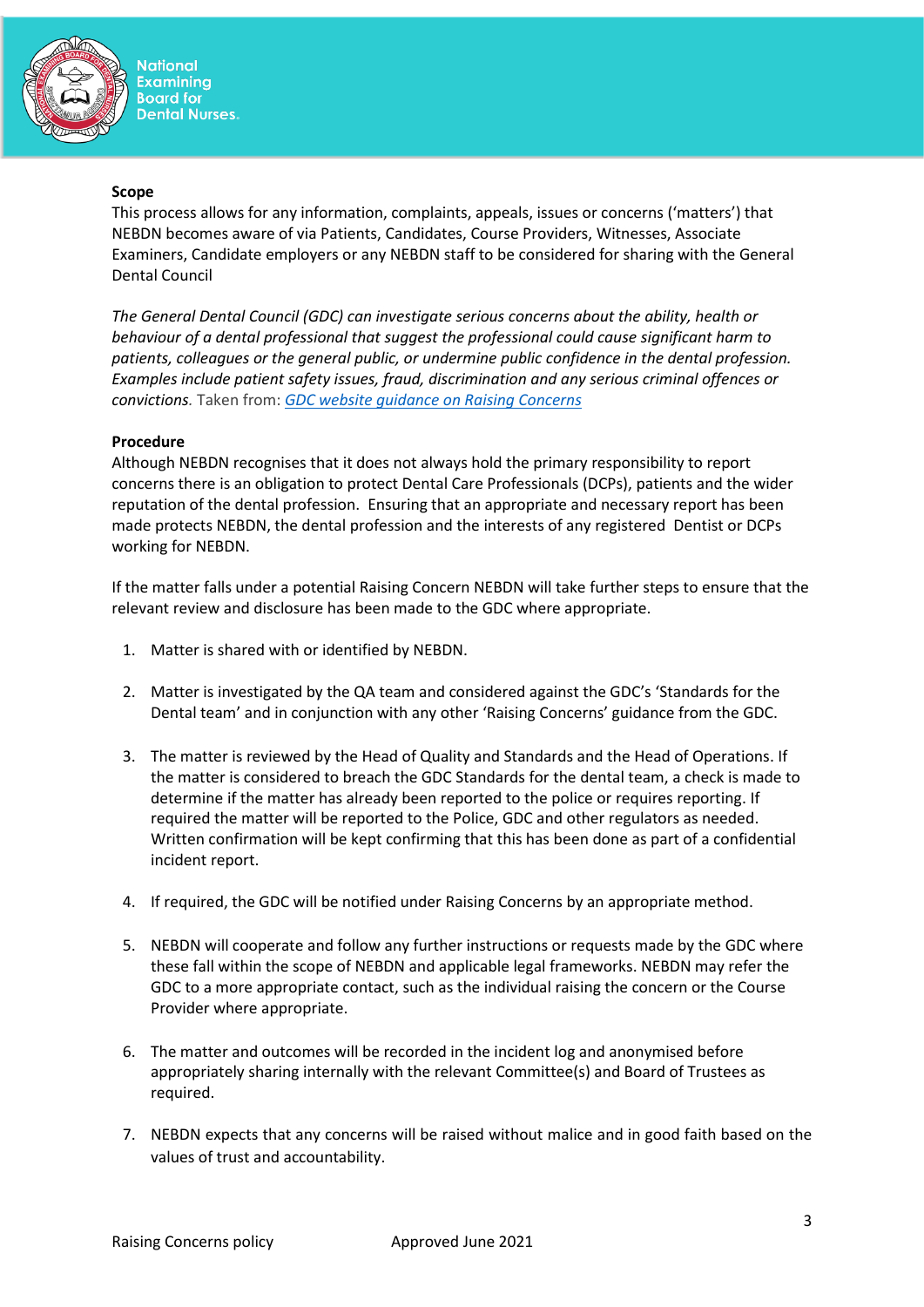**Scope**

This process allows for any information, complaints, appeals, issues or concerns ('matters') that NEBDN becomes aware of via Patients, Candidates, Course Providers, Witnesses, Associate Examiners, Candidate employers or any NEBDN staff to be considered for sharing with the General Dental Council

*The General Dental Council (GDC) can investigate serious concerns about the ability, health or behaviour of a dental professional that suggest the professional could cause significant harm to patients, colleagues or the general public, or undermine public confidence in the dental profession. Examples include patient safety issues, fraud, discrimination and any serious criminal offences or convictions.* Taken from: [GDC website guidance on Raising Concerns]

**Procedure**

Although NEBDN recognises that it does not always hold the primary responsibility to report concerns there is an obligation to protect Dental Care Professionals (DCPs), patients and the wider reputation of the dental profession. Ensuring that an appropriate and necessary report has been made protects NEBDN, the dental profession and the interests of any registered Dentist or DCPs working for NEBDN.

If the matter falls under a potential Raising Concern NEBDN will take further steps to ensure that the relevant review and disclosure has been made to the GDC where appropriate.

1. Matter is shared with or identified by NEBDN.

2. Matter is investigated by the QA team and considered against the GDC's 'Standards for the Dental team' and in conjunction with any other 'Raising Concerns' guidance from the GDC.

3. The matter is reviewed by the Head of Quality and Standards and the Head of Operations. If the matter is considered to breach the GDC Standards for the dental team, a check is made to determine if the matter has already been reported to the police or requires reporting. If required the matter will be reported to the Police, GDC and other regulators as needed. Written confirmation will be kept confirming that this has been done as part of a confidential incident report.

4. If required, the GDC will be notified under Raising Concerns by an appropriate method.

5. NEBDN will cooperate and follow any further instructions or requests made by the GDC where these fall within the scope of NEBDN and applicable legal frameworks. NEBDN may refer the GDC to a more appropriate contact, such as the individual raising the concern or the Course Provider where appropriate.

6. The matter and outcomes will be recorded in the incident log and anonymised before appropriately sharing internally with the relevant Committee(s) and Board of Trustees as required.

7. NEBDN expects that any concerns will be raised without malice and in good faith based on the values of trust and accountability.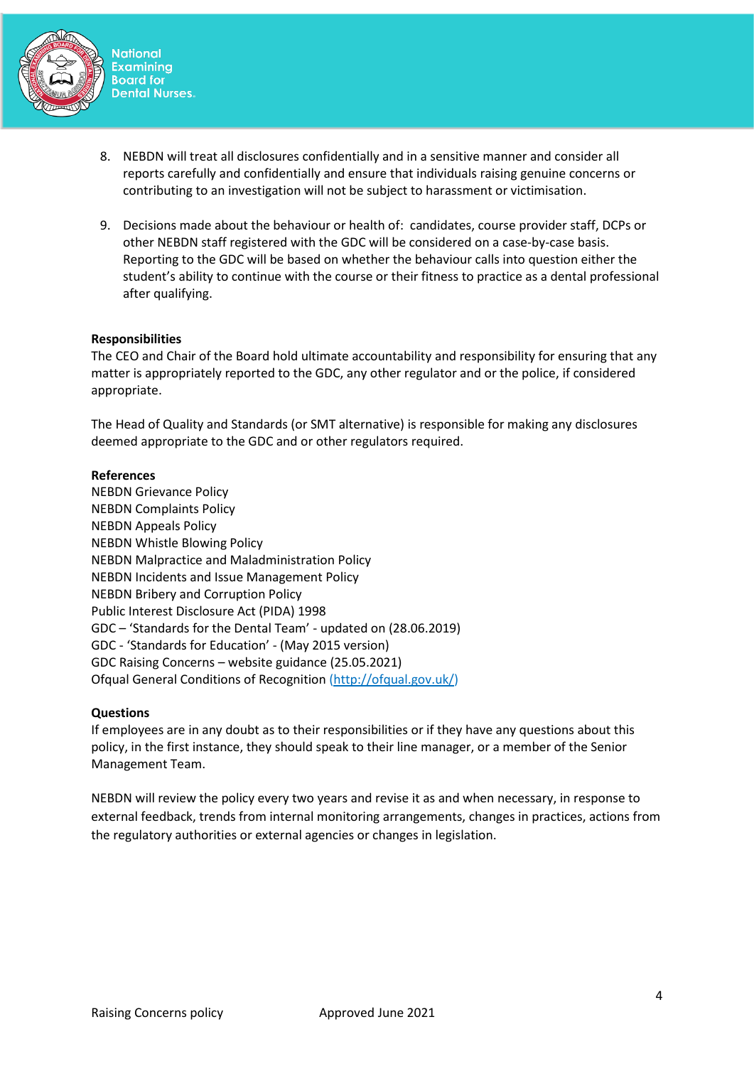8. NEBDN will treat all disclosures confidentially and in a sensitive manner and consider all reports carefully and confidentially and ensure that individuals raising genuine concerns or contributing to an investigation will not be subject to harassment or victimisation.

9. Decisions made about the behaviour or health of: candidates, course provider staff, DCPs or other NEBDN staff registered with the GDC will be considered on a case-by-case basis. Reporting to the GDC will be based on whether the behaviour calls into question either the student's ability to continue with the course or their fitness to practice as a dental professional after qualifying.

**Responsibilities**

The CEO and Chair of the Board hold ultimate accountability and responsibility for ensuring that any matter is appropriately reported to the GDC, any other regulator and or the police, if considered appropriate.

The Head of Quality and Standards (or SMT alternative) is responsible for making any disclosures deemed appropriate to the GDC and or other regulators required.

**References**

NEBDN Grievance Policy
NEBDN Complaints Policy
NEBDN Appeals Policy
NEBDN Whistle Blowing Policy
NEBDN Malpractice and Maladministration Policy
NEBDN Incidents and Issue Management Policy
NEBDN Bribery and Corruption Policy
Public Interest Disclosure Act (PIDA) 1998
GDC – 'Standards for the Dental Team' - updated on (28.06.2019)
GDC - 'Standards for Education' - (May 2015 version)
GDC Raising Concerns – website guidance (25.05.2021)
Ofqual General Conditions of Recognition (http://ofqual.gov.uk/)

**Questions**

If employees are in any doubt as to their responsibilities or if they have any questions about this policy, in the first instance, they should speak to their line manager, or a member of the Senior Management Team.

NEBDN will review the policy every two years and revise it as and when necessary, in response to external feedback, trends from internal monitoring arrangements, changes in practices, actions from the regulatory authorities or external agencies or changes in legislation.